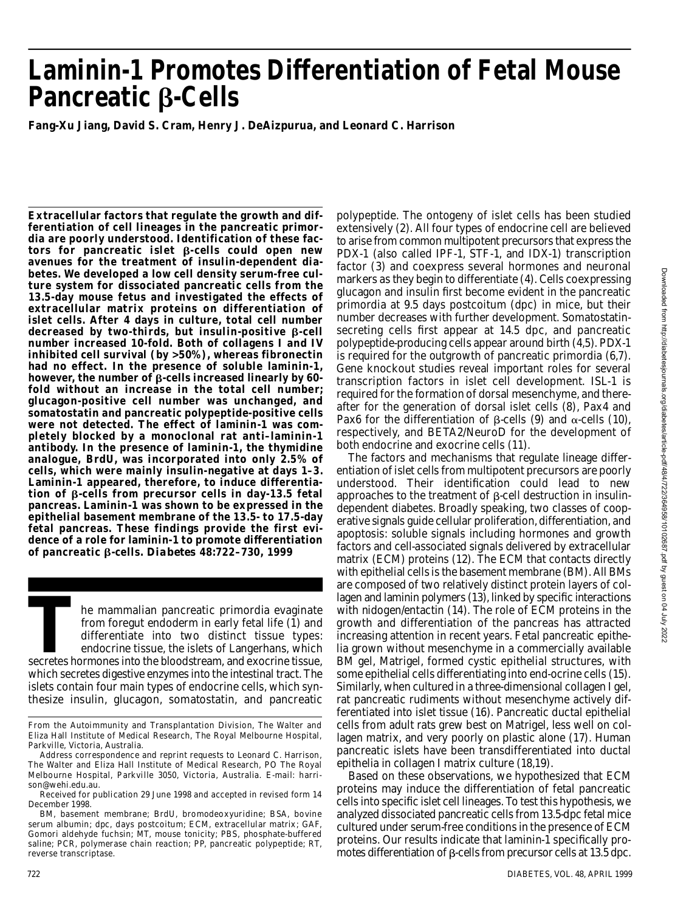# Laminin-1 Promotes Differentiation of Fetal Mouse Pancreatic β-Cells

**Fang-Xu Jiang, David S. Cram, Henry J. DeAizpurua, and Leonard C. Harrison**

**Extracellular factors that regulate the growth and differentiation of cell lineages in the pancreatic primordia are poorly understood. Identification of these factors for pancreatic islet β-cells could open new avenues for the treatment of insulin-dependent diabetes. We developed a low cell density serum-free culture system for dissociated pancreatic cells from the 13.5-day mouse fetus and investigated the effects of extracellular matrix proteins on differentiation of islet cells. After 4 days in culture, total cell number decreased by two-thirds, but insulin-positive β-cell number increased 10-fold. Both of collagens I and IV inhibited cell survival (by >50%), whereas fibronectin had no effect. In the presence of soluble laminin-1, however, the number of β-cells increased linearly by 60-fold without an increase in the total cell number; glucagon-positive cell number was unchanged, and somatostatin and pancreatic polypeptide-positive cells were not detected. The effect of laminin-1 was completely blocked by a monoclonal rat anti–laminin-1 antibody. In the presence of laminin-1, the thymidine analogue, BrdU, was incorporated into only 2.5% of cells, which were mainly insulin-negative at days 1–3. Laminin-1 appeared, therefore, to induce differentiation of β-cells from precursor cells in day-13.5 fetal pancreas. Laminin-1 was shown to be expressed in the epithelial basement membrane of the 13.5- to 17.5-day fetal pancreas. These findings provide the first evidence of a role for laminin-1 to promote differentiation of pancreatic β-cells.** ***Diabetes* 48:722–730, 1999**

The mammalian pancreatic primordia evaginate from foregut endoderm in early fetal life (1) and differentiate into two distinct tissue types: endocrine tissue, the islets of Langerhans, which secretes hormones into the bloodstream, and exocrine tissue, which secretes digestive enzymes into the intestinal tract. The islets contain four main types of endocrine cells, which synthesize insulin, glucagon, somatostatin, and pancreatic polypeptide. The ontogeny of islet cells has been studied extensively (2). All four types of endocrine cell are believed to arise from common multipotent precursors that express the PDX-1 (also called IPF-1, STF-1, and IDX-1) transcription factor (3) and coexpress several hormones and neuronal markers as they begin to differentiate (4). Cells coexpressing glucagon and insulin first become evident in the pancreatic primordia at 9.5 days postcoitum (dpc) in mice, but their number decreases with further development. Somatostatin-secreting cells first appear at 14.5 dpc, and pancreatic polypeptide-producing cells appear around birth (4,5). PDX-1 is required for the outgrowth of pancreatic primordia (6,7). Gene knockout studies reveal important roles for several transcription factors in islet cell development. ISL-1 is required for the formation of dorsal mesenchyme, and thereafter for the generation of dorsal islet cells (8), Pax4 and Pax6 for the differentiation of β-cells (9) and α-cells (10), respectively, and BETA2/NeuroD for the development of both endocrine and exocrine cells (11).

The factors and mechanisms that regulate lineage differentiation of islet cells from multipotent precursors are poorly understood. Their identification could lead to new approaches to the treatment of β-cell destruction in insulin-dependent diabetes. Broadly speaking, two classes of cooperative signals guide cellular proliferation, differentiation, and apoptosis: soluble signals including hormones and growth factors and cell-associated signals delivered by extracellular matrix (ECM) proteins (12). The ECM that contacts directly with epithelial cells is the basement membrane (BM). All BMs are composed of two relatively distinct protein layers of collagen and laminin polymers (13), linked by specific interactions with nidogen/entactin (14). The role of ECM proteins in the growth and differentiation of the pancreas has attracted increasing attention in recent years. Fetal pancreatic epithelia grown without mesenchyme in a commercially available BM gel, Matrigel, formed cystic epithelial structures, with some epithelial cells differentiating into end-ocrine cells (15). Similarly, when cultured in a three-dimensional collagen I gel, rat pancreatic rudiments without mesenchyme actively differentiated into islet tissue (16). Pancreatic ductal epithelial cells from adult rats grew best on Matrigel, less well on collagen matrix, and very poorly on plastic alone (17). Human pancreatic islets have been transdifferentiated into ductal epithelia in collagen I matrix culture (18,19).

Based on these observations, we hypothesized that ECM proteins may induce the differentiation of fetal pancreatic cells into specific islet cell lineages. To test this hypothesis, we analyzed dissociated pancreatic cells from 13.5-dpc fetal mice cultured under serum-free conditions in the presence of ECM proteins. Our results indicate that laminin-1 specifically promotes differentiation of β-cells from precursor cells at 13.5 dpc.

---

From the Autoimmunity and Transplantation Division, The Walter and Eliza Hall Institute of Medical Research, The Royal Melbourne Hospital, Parkville, Victoria, Australia.

Address correspondence and reprint requests to Leonard C. Harrison, The Walter and Eliza Hall Institute of Medical Research, PO The Royal Melbourne Hospital, Parkville 3050, Victoria, Australia. E-mail: harrison@wehi.edu.au.

Received for publication 29 June 1998 and accepted in revised form 14 December 1998.

BM, basement membrane; BrdU, bromodeoxyuridine; BSA, bovine serum albumin; dpc, days postcoitum; ECM, extracellular matrix; GAF, Gomori aldehyde fuchsin; MT, mouse tonicity; PBS, phosphate-buffered saline; PCR, polymerase chain reaction; PP, pancreatic polypeptide; RT, reverse transcriptase.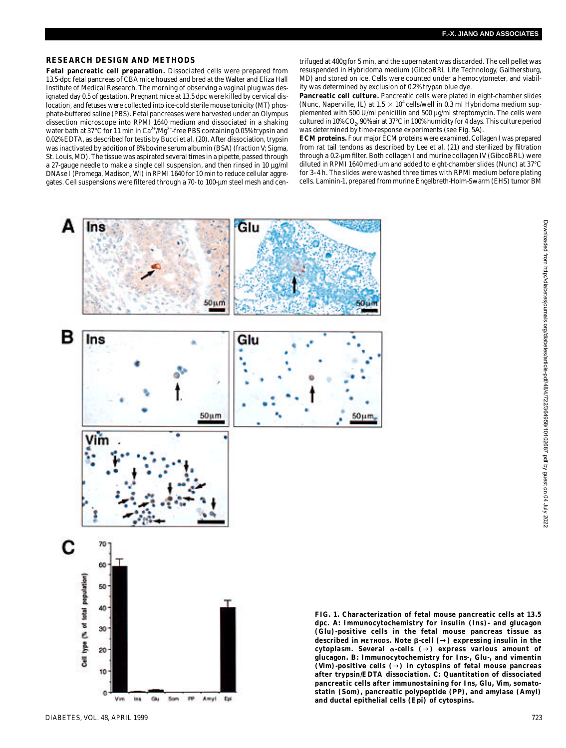## RESEARCH DESIGN AND METHODS

**Fetal pancreatic cell preparation.** Dissociated cells were prepared from 13.5-dpc fetal pancreas of CBA mice housed and bred at the Walter and Eliza Hall Institute of Medical Research. The morning of observing a vaginal plug was designated day 0.5 of gestation. Pregnant mice at 13.5 dpc were killed by cervical dislocation, and fetuses were collected into ice-cold sterile mouse tonicity (MT) phosphate-buffered saline (PBS). Fetal pancreases were harvested under an Olympus dissection microscope into RPMI 1640 medium and dissociated in a shaking water bath at 37°C for 11 min in $Ca^{2+}/Mg^{2+}$-free PBS containing 0.05% trypsin and 0.02% EDTA, as described for testis by Bucci et al. (20). After dissociation, trypsin was inactivated by addition of 8% bovine serum albumin (BSA) (fraction V; Sigma, St. Louis, MO). The tissue was aspirated several times in a pipette, passed through a 27-gauge needle to make a single cell suspension, and then rinsed in 10 µg/ml DNAse I (Promega, Madison, WI) in RPMI 1640 for 10 min to reduce cellular aggregates. Cell suspensions were filtered through a 70- to 100-µm steel mesh and centrifuged at 400*g* for 5 min, and the supernatant was discarded. The cell pellet was resuspended in Hybridoma medium (GibcoBRL Life Technology, Gaithersburg, MD) and stored on ice. Cells were counted under a hemocytometer, and viability was determined by exclusion of 0.2% trypan blue dye.

**Pancreatic cell culture.** Pancreatic cells were plated in eight-chamber slides (Nunc, Naperville, IL) at $1.5 \times 10^4$ cells/well in 0.3 ml Hybridoma medium supplemented with 500 U/ml penicillin and 500 µg/ml streptomycin. The cells were cultured in 10% $CO_2$, 90% air at 37°C in 100% humidity for 4 days. This culture period was determined by time-response experiments (see Fig. 5*A*).

**ECM proteins.** Four major ECM proteins were examined. Collagen I was prepared from rat tail tendons as described by Lee et al. (21) and sterilized by filtration through a 0.2-µm filter. Both collagen I and murine collagen IV (GibcoBRL) were diluted in RPMI 1640 medium and added to eight-chamber slides (Nunc) at 37°C for 3–4 h. The slides were washed three times with RPMI medium before plating cells. Laminin-1, prepared from murine Engelbreth-Holm-Swarm (EHS) tumor BM

**FIG. 1. Characterization of fetal mouse pancreatic cells at 13.5 dpc. *A*: Immunocytochemistry for insulin (Ins)- and glucagon (Glu)-positive cells in the fetal mouse pancreas tissue as described in METHODS. Note β-cell (→) expressing insulin in the cytoplasm. Several α-cells (→) express various amount of glucagon. *B*: Immunocytochemistry for Ins-, Glu-, and vimentin (Vim)-positive cells (→) in cytospins of fetal mouse pancreas after trypsin/EDTA dissociation. *C*: Quantitation of dissociated pancreatic cells after immunostaining for Ins, Glu, Vim, somatostatin (Som), pancreatic polypeptide (PP), and amylase (Amyl) and ductal epithelial cells (Epi) of cytospins.**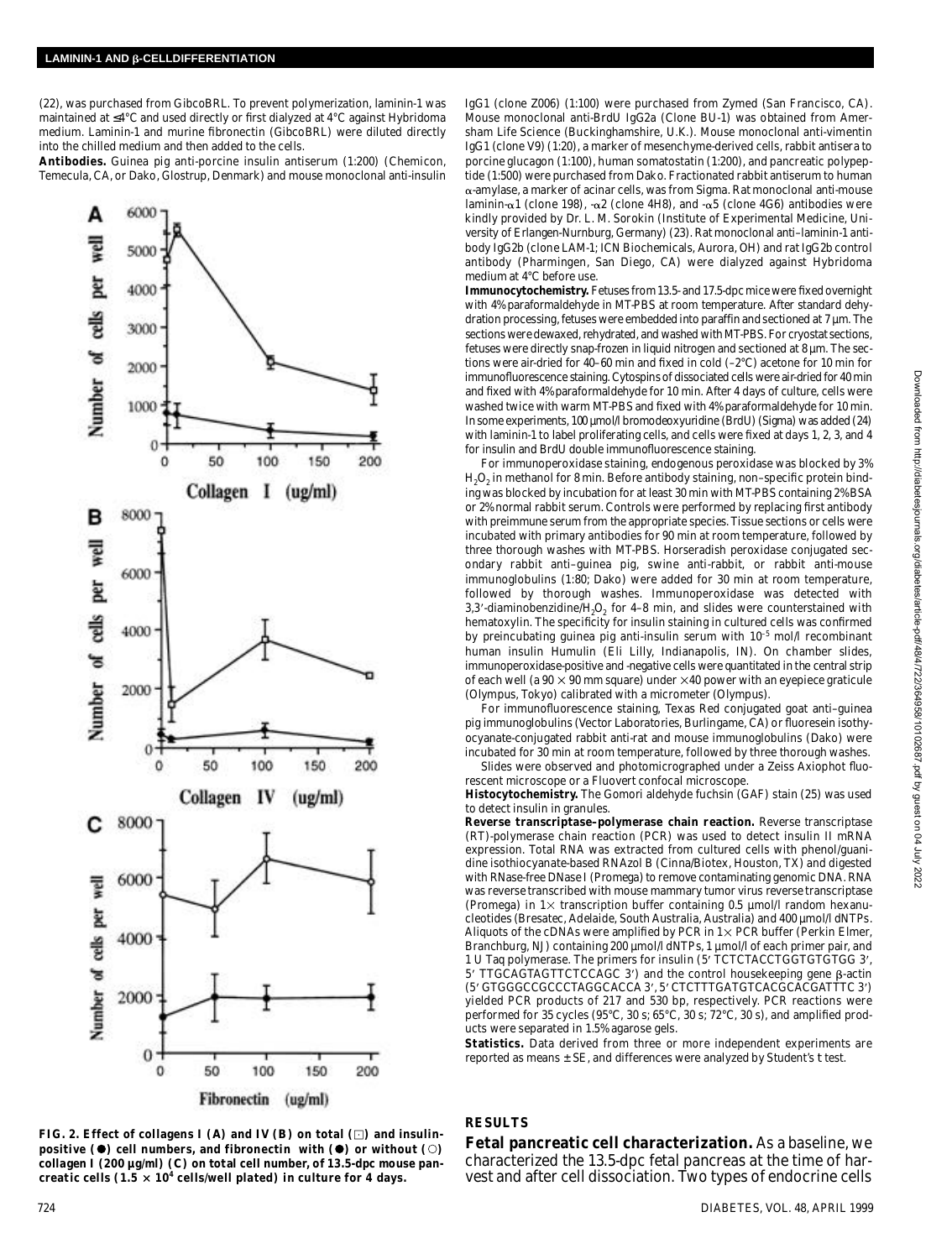(22), was purchased from GibcoBRL. To prevent polymerization, laminin-1 was maintained at ≤4°C and used directly or first dialyzed at 4°C against Hybridoma medium. Laminin-1 and murine fibronectin (GibcoBRL) were diluted directly into the chilled medium and then added to the cells.

**Antibodies.** Guinea pig anti-porcine insulin antiserum (1:200) (Chemicon, Temecula, CA, or Dako, Glostrup, Denmark) and mouse monoclonal anti-insulin IgG1 (clone Z006) (1:100) were purchased from Zymed (San Francisco, CA). Mouse monoclonal anti-BrdU IgG2a (Clone BU-1) was obtained from Amersham Life Science (Buckinghamshire, U.K.). Mouse monoclonal anti-vimentin IgG1 (clone V9) (1:20), a marker of mesenchyme-derived cells, rabbit antisera to porcine glucagon (1:100), human somatostatin (1:200), and pancreatic polypeptide (1:500) were purchased from Dako. Fractionated rabbit antiserum to human α-amylase, a marker of acinar cells, was from Sigma. Rat monoclonal anti-mouse laminin-α1 (clone 198), -α2 (clone 4H8), and -α5 (clone 4G6) antibodies were kindly provided by Dr. L. M. Sorokin (Institute of Experimental Medicine, University of Erlangen-Nurnburg, Germany) (23). Rat monoclonal anti–laminin-1 antibody IgG2b (clone LAM-1; ICN Biochemicals, Aurora, OH) and rat IgG2b control antibody (Pharmingen, San Diego, CA) were dialyzed against Hybridoma medium at 4°C before use.

**Immunocytochemistry.** Fetuses from 13.5- and 17.5-dpc mice were fixed overnight with 4% paraformaldehyde in MT-PBS at room temperature. After standard dehydration processing, fetuses were embedded into paraffin and sectioned at 7 µm. The sections were dewaxed, rehydrated, and washed with MT-PBS. For cryostat sections, fetuses were directly snap-frozen in liquid nitrogen and sectioned at 8 µm. The sections were air-dried for 40–60 min and fixed in cold (–2°C) acetone for 10 min for immunofluorescence staining. Cytospins of dissociated cells were air-dried for 40 min and fixed with 4% paraformaldehyde for 10 min. After 4 days of culture, cells were washed twice with warm MT-PBS and fixed with 4% paraformaldehyde for 10 min. In some experiments, 100 µmol/l bromodeoxyuridine (BrdU) (Sigma) was added (24) with laminin-1 to label proliferating cells, and cells were fixed at days 1, 2, 3, and 4 for insulin and BrdU double immunofluorescence staining.

For immunoperoxidase staining, endogenous peroxidase was blocked by 3% $H_2O_2$ in methanol for 8 min. Before antibody staining, non-specific protein binding was blocked by incubation for at least 30 min with MT-PBS containing 2% BSA or 2% normal rabbit serum. Controls were performed by replacing first antibody with preimmune serum from the appropriate species. Tissue sections or cells were incubated with primary antibodies for 90 min at room temperature, followed by three thorough washes with MT-PBS. Horseradish peroxidase conjugated secondary rabbit anti–guinea pig, swine anti-rabbit, or rabbit anti-mouse immunoglobulins (1:80; Dako) were added for 30 min at room temperature, followed by thorough washes. Immunoperoxidase was detected with 3,3′-diaminobenzidine/$H_2O_2$ for 4–8 min, and slides were counterstained with hematoxylin. The specificity for insulin staining in cultured cells was confirmed by preincubating guinea pig anti-insulin serum with $10^{-5}$ mol/l recombinant human insulin Humulin (Eli Lilly, Indianapolis, IN). On chamber slides, immunoperoxidase-positive and -negative cells were quantitated in the central strip of each well (a 90 × 90 mm square) under ×40 power with an eyepiece graticule (Olympus, Tokyo) calibrated with a micrometer (Olympus).

For immunofluorescence staining, Texas Red conjugated goat anti–guinea pig immunoglobulins (Vector Laboratories, Burlingame, CA) or fluoresein isothyocyanate-conjugated rabbit anti-rat and mouse immunoglobulins (Dako) were incubated for 30 min at room temperature, followed by three thorough washes.

Slides were observed and photomicrographed under a Zeiss Axiophot fluorescent microscope or a Fluovert confocal microscope.

**Histocytochemistry.** The Gomori aldehyde fuchsin (GAF) stain (25) was used to detect insulin in granules.

**Reverse transcriptase–polymerase chain reaction.** Reverse transcriptase (RT)-polymerase chain reaction (PCR) was used to detect insulin II mRNA expression. Total RNA was extracted from cultured cells with phenol/guanidine isothiocyanate-based RNAzol B (Cinna/Biotex, Houston, TX) and digested with RNase-free DNase I (Promega) to remove contaminating genomic DNA. RNA was reverse transcribed with mouse mammary tumor virus reverse transcriptase (Promega) in 1× transcription buffer containing 0.5 µmol/l random hexanucleotides (Bresatec, Adelaide, South Australia, Australia) and 400 µmol/l dNTPs. Aliquots of the cDNAs were amplified by PCR in 1× PCR buffer (Perkin Elmer, Branchburg, NJ) containing 200 µmol/l dNTPs, 1 µmol/l of each primer pair, and 1 U Taq polymerase. The primers for insulin (5′ TCTCTACCTGGTGTGTGG 3′, 5′ TTGCAGTAGTTCTCCAGC 3′) and the control housekeeping gene β-actin (5′ GTGGGCCGCCCTAGGCACCA 3′, 5′ CTCTTTGATGTCACGCACGATTTC 3′) yielded PCR products of 217 and 530 bp, respectively. PCR reactions were performed for 35 cycles (95°C, 30 s; 65°C, 30 s; 72°C, 30 s), and amplified products were separated in 1.5% agarose gels.

**Statistics.** Data derived from three or more independent experiments are reported as means ± SE, and differences were analyzed by Student's *t* test.

**FIG. 2. Effect of collagens I (A) and IV (B) on total (□) and insulin-positive (●) cell numbers, and fibronectin with (●) or without (○) collagen I (200 µg/ml) (C) on total cell number, of 13.5-dpc mouse pancreatic cells (1.5 × $10^4$ cells/well plated) in culture for 4 days.**

## RESULTS

**Fetal pancreatic cell characterization.** As a baseline, we characterized the 13.5-dpc fetal pancreas at the time of harvest and after cell dissociation. Two types of endocrine cells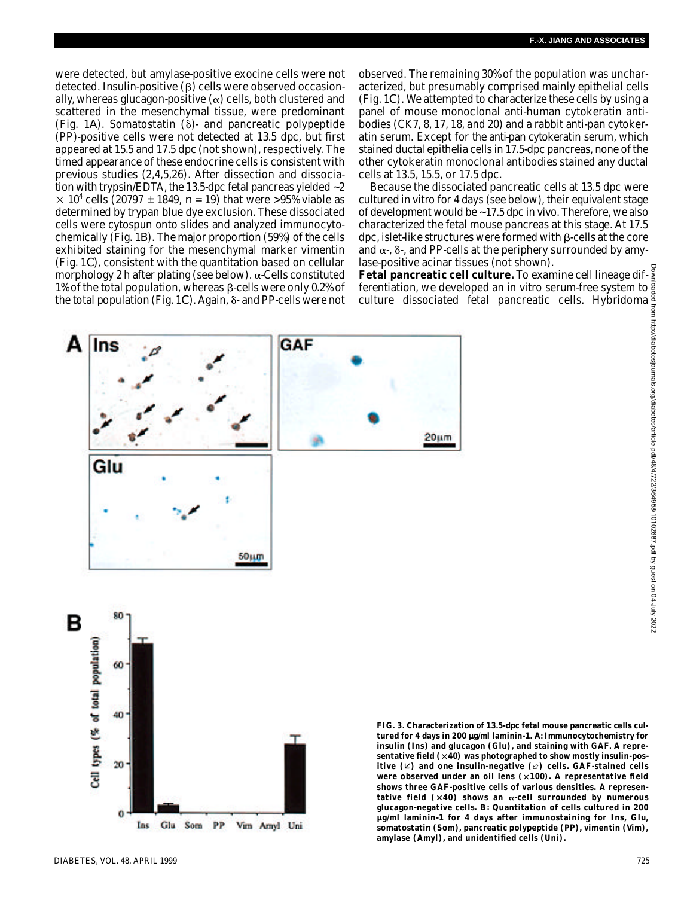were detected, but amylase-positive exocine cells were not detected. Insulin-positive (β) cells were observed occasionally, whereas glucagon-positive (α) cells, both clustered and scattered in the mesenchymal tissue, were predominant (Fig. 1*A*). Somatostatin (δ)- and pancreatic polypeptide (PP)-positive cells were not detected at 13.5 dpc, but first appeared at 15.5 and 17.5 dpc (not shown), respectively. The timed appearance of these endocrine cells is consistent with previous studies (2,4,5,26). After dissection and dissociation with trypsin/EDTA, the 13.5-dpc fetal pancreas yielded ~2 $\times$ 10[4] cells (20797 ± 1849, *n* = 19) that were >95% viable as determined by trypan blue dye exclusion. These dissociated cells were cytospun onto slides and analyzed immunocytochemically (Fig. 1*B*). The major proportion (59%) of the cells exhibited staining for the mesenchymal marker vimentin (Fig. 1*C*), consistent with the quantitation based on cellular morphology 2 h after plating (see below). α-Cells constituted 1% of the total population, whereas β-cells were only 0.2% of the total population (Fig. 1*C*). Again, δ- and PP-cells were not observed. The remaining 30% of the population was uncharacterized, but presumably comprised mainly epithelial cells (Fig. 1*C*). We attempted to characterize these cells by using a panel of mouse monoclonal anti-human cytokeratin antibodies (CK7, 8, 17, 18, and 20) and a rabbit anti-pan cytokeratin serum. Except for the anti-pan cytokeratin serum, which stained ductal epithelia cells in 17.5-dpc pancreas, none of the other cytokeratin monoclonal antibodies stained any ductal cells at 13.5, 15.5, or 17.5 dpc.

Because the dissociated pancreatic cells at 13.5 dpc were cultured in vitro for 4 days (see below), their equivalent stage of development would be ~17.5 dpc in vivo. Therefore, we also characterized the fetal mouse pancreas at this stage. At 17.5 dpc, islet-like structures were formed with β-cells at the core and α-, δ-, and PP-cells at the periphery surrounded by amylase-positive acinar tissues (not shown).

**Fetal pancreatic cell culture.** To examine cell lineage differentiation, we developed an in vitro serum-free system to culture dissociated fetal pancreatic cells. Hybridoma

**FIG. 3. Characterization of 13.5-dpc fetal mouse pancreatic cells cultured for 4 days in 200 μg/ml laminin-1. *A*: Immunocytochemistry for insulin (Ins) and glucagon (Glu), and staining with GAF. A representative field (×40) was photographed to show mostly insulin-positive (↙) and one insulin-negative (⇙) cells. GAF-stained cells were observed under an oil lens (×100). A representative field shows three GAF-positive cells of various densities. A representative field (×40) shows an α-cell surrounded by numerous glucagon-negative cells. *B*: Quantitation of cells cultured in 200 μg/ml laminin-1 for 4 days after immunostaining for Ins, Glu, somatostatin (Som), pancreatic polypeptide (PP), vimentin (Vim), amylase (Amyl), and unidentified cells (Uni).**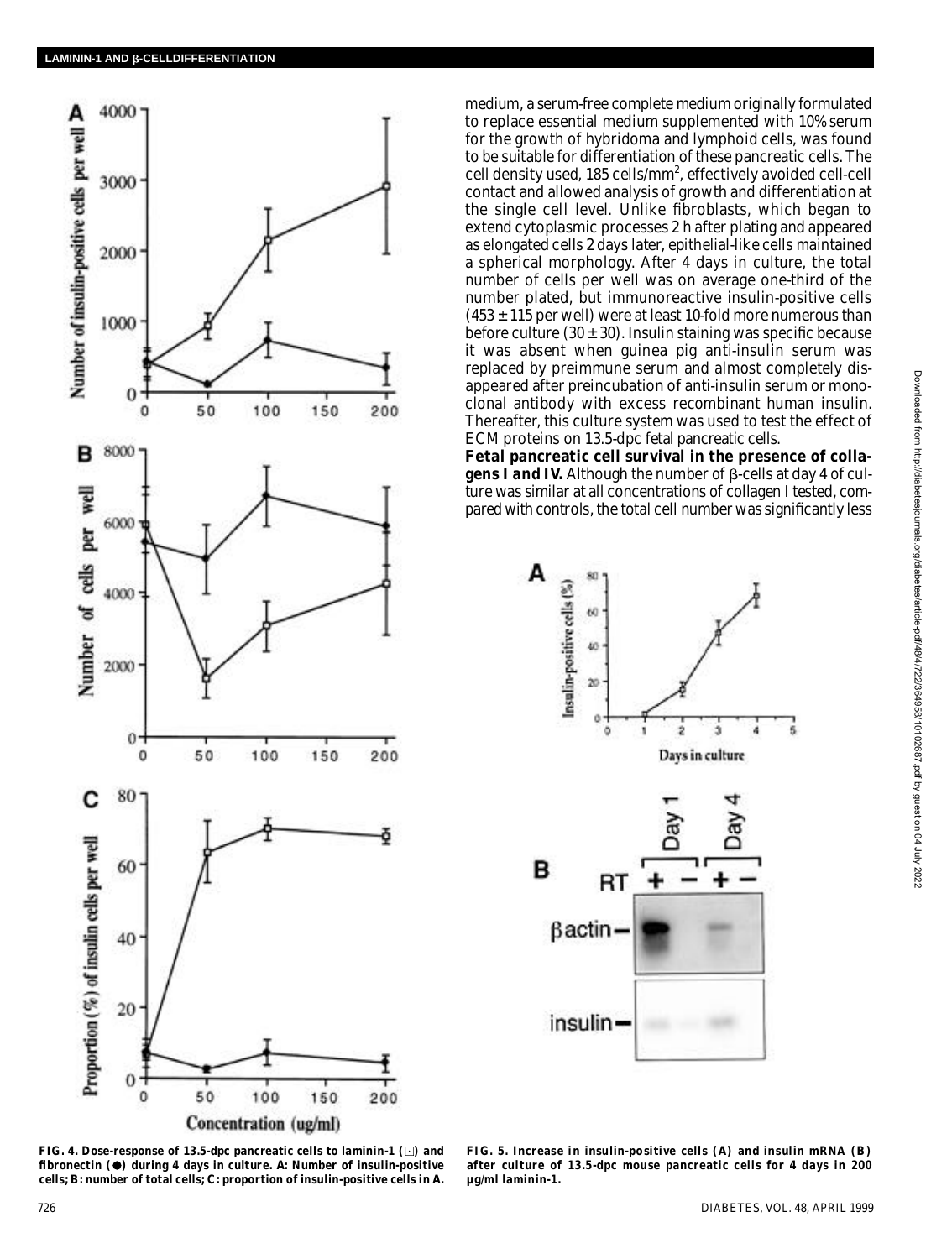medium, a serum-free complete medium originally formulated to replace essential medium supplemented with 10% serum for the growth of hybridoma and lymphoid cells, was found to be suitable for differentiation of these pancreatic cells. The cell density used, 185 cells/mm$^2$, effectively avoided cell-cell contact and allowed analysis of growth and differentiation at the single cell level. Unlike fibroblasts, which began to extend cytoplasmic processes 2 h after plating and appeared as elongated cells 2 days later, epithelial-like cells maintained a spherical morphology. After 4 days in culture, the total number of cells per well was on average one-third of the number plated, but immunoreactive insulin-positive cells ($453 \pm 115$ per well) were at least 10-fold more numerous than before culture ($30 \pm 30$). Insulin staining was specific because it was absent when guinea pig anti-insulin serum was replaced by preimmune serum and almost completely disappeared after preincubation of anti-insulin serum or monoclonal antibody with excess recombinant human insulin. Thereafter, this culture system was used to test the effect of ECM proteins on 13.5-dpc fetal pancreatic cells.

**Fetal pancreatic cell survival in the presence of collagens I and IV.** Although the number of β-cells at day 4 of culture was similar at all concentrations of collagen I tested, compared with controls, the total cell number was significantly less

**FIG. 4. Dose-response of 13.5-dpc pancreatic cells to laminin-1 (□) and fibronectin (●) during 4 days in culture. A: Number of insulin-positive cells; B: number of total cells; C: proportion of insulin-positive cells in A.**

**FIG. 5. Increase in insulin-positive cells (A) and insulin mRNA (B) after culture of 13.5-dpc mouse pancreatic cells for 4 days in 200 µg/ml laminin-1.**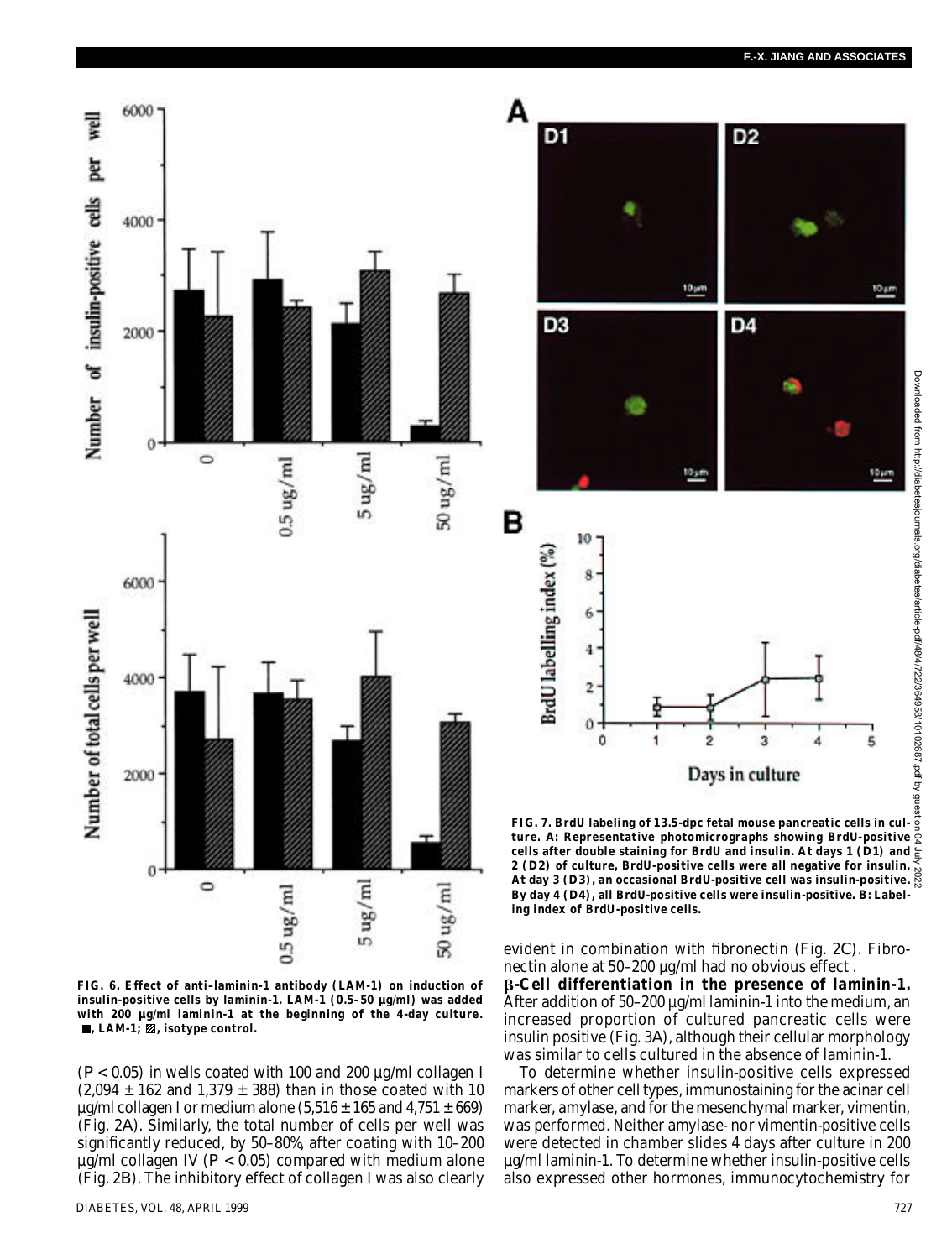FIG. 6. Effect of anti–laminin-1 antibody (LAM-1) on induction of insulin-positive cells by laminin-1. LAM-1 (0.5–50 µg/ml) was added with 200 µg/ml laminin-1 at the beginning of the 4-day culture. ■, LAM-1; ▨, isotype control.

FIG. 7. BrdU labeling of 13.5-dpc fetal mouse pancreatic cells in culture. A: Representative photomicrographs showing BrdU-positive cells after double staining for BrdU and insulin. At days 1 (D1) and 2 (D2) of culture, BrdU-positive cells were all negative for insulin. At day 3 (D3), an occasional BrdU-positive cell was insulin-positive. By day 4 (D4), all BrdU-positive cells were insulin-positive. B: Labeling index of BrdU-positive cells.

($P < 0.05$) in wells coated with 100 and 200 µg/ml collagen I (2,094 ± 162 and 1,379 ± 388) than in those coated with 10 µg/ml collagen I or medium alone (5,516 ± 165 and 4,751 ± 669) (Fig. 2A). Similarly, the total number of cells per well was significantly reduced, by 50–80%, after coating with 10–200 µg/ml collagen IV ($P < 0.05$) compared with medium alone (Fig. 2B). The inhibitory effect of collagen I was also clearly evident in combination with fibronectin (Fig. 2C). Fibronectin alone at 50–200 µg/ml had no obvious effect.

**β-Cell differentiation in the presence of laminin-1.** After addition of 50–200 µg/ml laminin-1 into the medium, an increased proportion of cultured pancreatic cells were insulin positive (Fig. 3A), although their cellular morphology was similar to cells cultured in the absence of laminin-1.

To determine whether insulin-positive cells expressed markers of other cell types, immunostaining for the acinar cell marker, amylase, and for the mesenchymal marker, vimentin, was performed. Neither amylase- nor vimentin-positive cells were detected in chamber slides 4 days after culture in 200 µg/ml laminin-1. To determine whether insulin-positive cells also expressed other hormones, immunocytochemistry for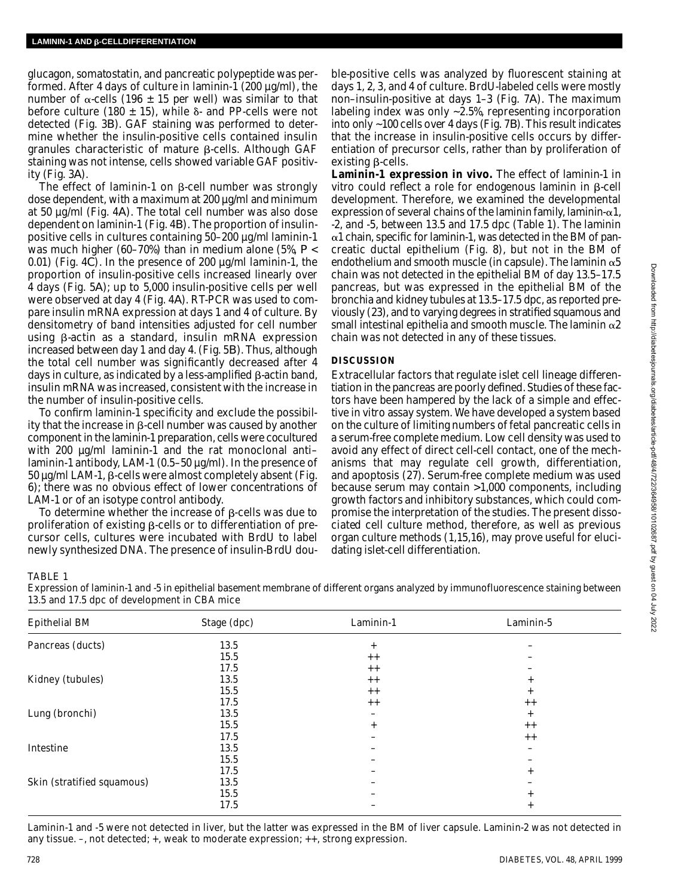glucagon, somatostatin, and pancreatic polypeptide was performed. After 4 days of culture in laminin-1 (200 µg/ml), the number of α-cells (196 ± 15 per well) was similar to that before culture (180 ± 15), while δ- and PP-cells were not detected (Fig. 3*B*). GAF staining was performed to determine whether the insulin-positive cells contained insulin granules characteristic of mature β-cells. Although GAF staining was not intense, cells showed variable GAF positivity (Fig. 3*A*).

The effect of laminin-1 on β-cell number was strongly dose dependent, with a maximum at 200 µg/ml and minimum at 50 µg/ml (Fig. 4*A*). The total cell number was also dose dependent on laminin-1 (Fig. 4*B*). The proportion of insulin-positive cells in cultures containing 50–200 µg/ml laminin-1 was much higher (60–70%) than in medium alone (5%, $P < 0.01$) (Fig. 4*C*). In the presence of 200 µg/ml laminin-1, the proportion of insulin-positive cells increased linearly over 4 days (Fig. 5*A*); up to 5,000 insulin-positive cells per well were observed at day 4 (Fig. 4*A*). RT-PCR was used to compare insulin mRNA expression at days 1 and 4 of culture. By densitometry of band intensities adjusted for cell number using β-actin as a standard, insulin mRNA expression increased between day 1 and day 4. (Fig. 5*B*). Thus, although the total cell number was significantly decreased after 4 days in culture, as indicated by a less-amplified β-actin band, insulin mRNA was increased, consistent with the increase in the number of insulin-positive cells.

To confirm laminin-1 specificity and exclude the possibility that the increase in β-cell number was caused by another component in the laminin-1 preparation, cells were cocultured with 200 µg/ml laminin-1 and the rat monoclonal anti–laminin-1 antibody, LAM-1 (0.5–50 µg/ml). In the presence of 50 µg/ml LAM-1, β-cells were almost completely absent (Fig. 6); there was no obvious effect of lower concentrations of LAM-1 or of an isotype control antibody.

To determine whether the increase of β-cells was due to proliferation of existing β-cells or to differentiation of precursor cells, cultures were incubated with BrdU to label newly synthesized DNA. The presence of insulin-BrdU double-positive cells was analyzed by fluorescent staining at days 1, 2, 3, and 4 of culture. BrdU-labeled cells were mostly non–insulin-positive at days 1–3 (Fig. 7*A*). The maximum labeling index was only ~2.5%, representing incorporation into only ~100 cells over 4 days (Fig. 7*B*). This result indicates that the increase in insulin-positive cells occurs by differentiation of precursor cells, rather than by proliferation of existing β-cells.

**Laminin-1 expression in vivo.** The effect of laminin-1 in vitro could reflect a role for endogenous laminin in β-cell development. Therefore, we examined the developmental expression of several chains of the laminin family, laminin-α1, -2, and -5, between 13.5 and 17.5 dpc (Table 1). The laminin α1 chain, specific for laminin-1, was detected in the BM of pancreatic ductal epithelium (Fig. 8), but not in the BM of endothelium and smooth muscle (in capsule). The laminin α5 chain was not detected in the epithelial BM of day 13.5–17.5 pancreas, but was expressed in the epithelial BM of the bronchia and kidney tubules at 13.5–17.5 dpc, as reported previously (23), and to varying degrees in stratified squamous and small intestinal epithelia and smooth muscle. The laminin α2 chain was not detected in any of these tissues.

## DISCUSSION

Extracellular factors that regulate islet cell lineage differentiation in the pancreas are poorly defined. Studies of these factors have been hampered by the lack of a simple and effective in vitro assay system. We have developed a system based on the culture of limiting numbers of fetal pancreatic cells in a serum-free complete medium. Low cell density was used to avoid any effect of direct cell-cell contact, one of the mechanisms that may regulate cell growth, differentiation, and apoptosis (27). Serum-free complete medium was used because serum may contain >1,000 components, including growth factors and inhibitory substances, which could compromise the interpretation of the studies. The present dissociated cell culture method, therefore, as well as previous organ culture methods (1,15,16), may prove useful for elucidating islet-cell differentiation.

TABLE 1
Expression of laminin-1 and -5 in epithelial basement membrane of different organs analyzed by immunofluorescence staining between 13.5 and 17.5 dpc of development in CBA mice

| Epithelial BM | Stage (dpc) | Laminin-1 | Laminin-5 |
|---|---|---|---|
| Pancreas (ducts) | 13.5 | + | – |
| | 15.5 | ++ | – |
| | 17.5 | ++ | – |
| Kidney (tubules) | 13.5 | ++ | + |
| | 15.5 | ++ | + |
| | 17.5 | ++ | ++ |
| Lung (bronchi) | 13.5 | – | + |
| | 15.5 | + | ++ |
| | 17.5 | – | ++ |
| Intestine | 13.5 | – | – |
| | 15.5 | – | – |
| | 17.5 | – | + |
| Skin (stratified squamous) | 13.5 | – | – |
| | 15.5 | – | + |
| | 17.5 | – | + |

Laminin-1 and -5 were not detected in liver, but the latter was expressed in the BM of liver capsule. Laminin-2 was not detected in any tissue. –, not detected; +, weak to moderate expression; ++, strong expression.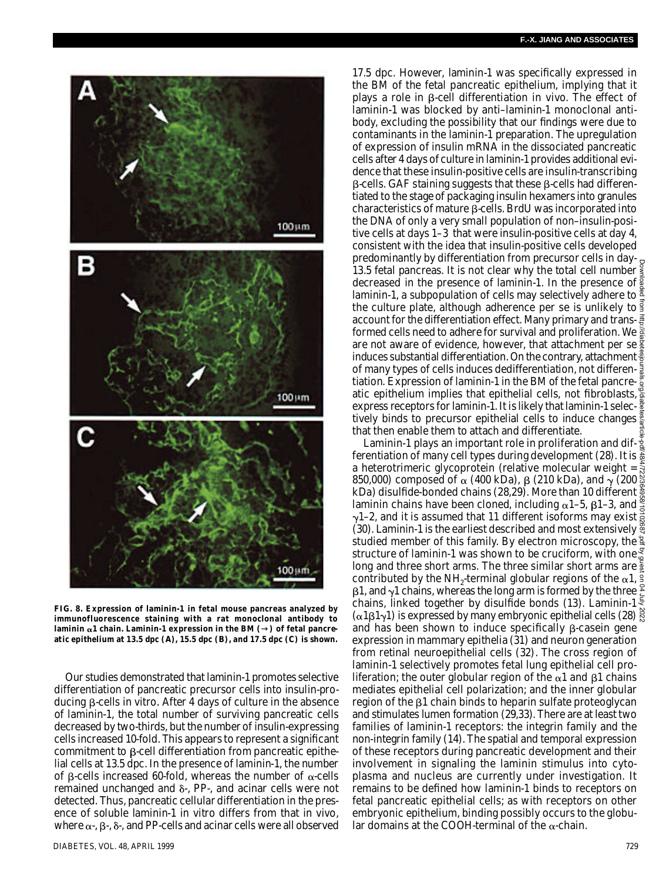**FIG. 8. Expression of laminin-1 in fetal mouse pancreas analyzed by immunofluorescence staining with a rat monoclonal antibody to laminin α1 chain. Laminin-1 expression in the BM (→) of fetal pancreatic epithelium at 13.5 dpc (*A*), 15.5 dpc (*B*), and 17.5 dpc (*C*) is shown.**

Our studies demonstrated that laminin-1 promotes selective differentiation of pancreatic precursor cells into insulin-producing β-cells in vitro. After 4 days of culture in the absence of laminin-1, the total number of surviving pancreatic cells decreased by two-thirds, but the number of insulin-expressing cells increased 10-fold. This appears to represent a significant commitment to β-cell differentiation from pancreatic epithelial cells at 13.5 dpc. In the presence of laminin-1, the number of β-cells increased 60-fold, whereas the number of α-cells remained unchanged and δ-, PP-, and acinar cells were not detected. Thus, pancreatic cellular differentiation in the presence of soluble laminin-1 in vitro differs from that in vivo, where α-, β-, δ-, and PP-cells and acinar cells were all observed 17.5 dpc. However, laminin-1 was specifically expressed in the BM of the fetal pancreatic epithelium, implying that it plays a role in β-cell differentiation in vivo. The effect of laminin-1 was blocked by anti–laminin-1 monoclonal antibody, excluding the possibility that our findings were due to contaminants in the laminin-1 preparation. The upregulation of expression of insulin mRNA in the dissociated pancreatic cells after 4 days of culture in laminin-1 provides additional evidence that these insulin-positive cells are insulin-transcribing β-cells. GAF staining suggests that these β-cells had differentiated to the stage of packaging insulin hexamers into granules characteristics of mature β-cells. BrdU was incorporated into the DNA of only a very small population of non–insulin-positive cells at days 1–3 that were insulin-positive cells at day 4, consistent with the idea that insulin-positive cells developed predominantly by differentiation from precursor cells in day-13.5 fetal pancreas. It is not clear why the total cell number decreased in the presence of laminin-1. In the presence of laminin-1, a subpopulation of cells may selectively adhere to the culture plate, although adherence per se is unlikely to account for the differentiation effect. Many primary and transformed cells need to adhere for survival and proliferation. We are not aware of evidence, however, that attachment per se induces substantial differentiation. On the contrary, attachment of many types of cells induces dedifferentiation, not differentiation. Expression of laminin-1 in the BM of the fetal pancreatic epithelium implies that epithelial cells, not fibroblasts, express receptors for laminin-1. It is likely that laminin-1 selectively binds to precursor epithelial cells to induce changes that then enable them to attach and differentiate.

Laminin-1 plays an important role in proliferation and differentiation of many cell types during development (28). It is a heterotrimeric glycoprotein (relative molecular weight = 850,000) composed of α (400 kDa), β (210 kDa), and γ (200 kDa) disulfide-bonded chains (28,29). More than 10 different laminin chains have been cloned, including α1–5, β1–3, and γ1–2, and it is assumed that 11 different isoforms may exist (30). Laminin-1 is the earliest described and most extensively studied member of this family. By electron microscopy, the structure of laminin-1 was shown to be cruciform, with one long and three short arms. The three similar short arms are contributed by the $NH_2$-terminal globular regions of the α1, β1, and γ1 chains, whereas the long arm is formed by the three chains, linked together by disulfide bonds (13). Laminin-1 (α1β1γ1) is expressed by many embryonic epithelial cells (28) and has been shown to induce specifically β-casein gene expression in mammary epithelia (31) and neuron generation from retinal neuroepithelial cells (32). The cross region of laminin-1 selectively promotes fetal lung epithelial cell proliferation; the outer globular region of the α1 and β1 chains mediates epithelial cell polarization; and the inner globular region of the β1 chain binds to heparin sulfate proteoglycan and stimulates lumen formation (29,33). There are at least two families of laminin-1 receptors: the integrin family and the non-integrin family (14). The spatial and temporal expression of these receptors during pancreatic development and their involvement in signaling the laminin stimulus into cytoplasma and nucleus are currently under investigation. It remains to be defined how laminin-1 binds to receptors on fetal pancreatic epithelial cells; as with receptors on other embryonic epithelium, binding possibly occurs to the globular domains at the COOH-terminal of the α-chain.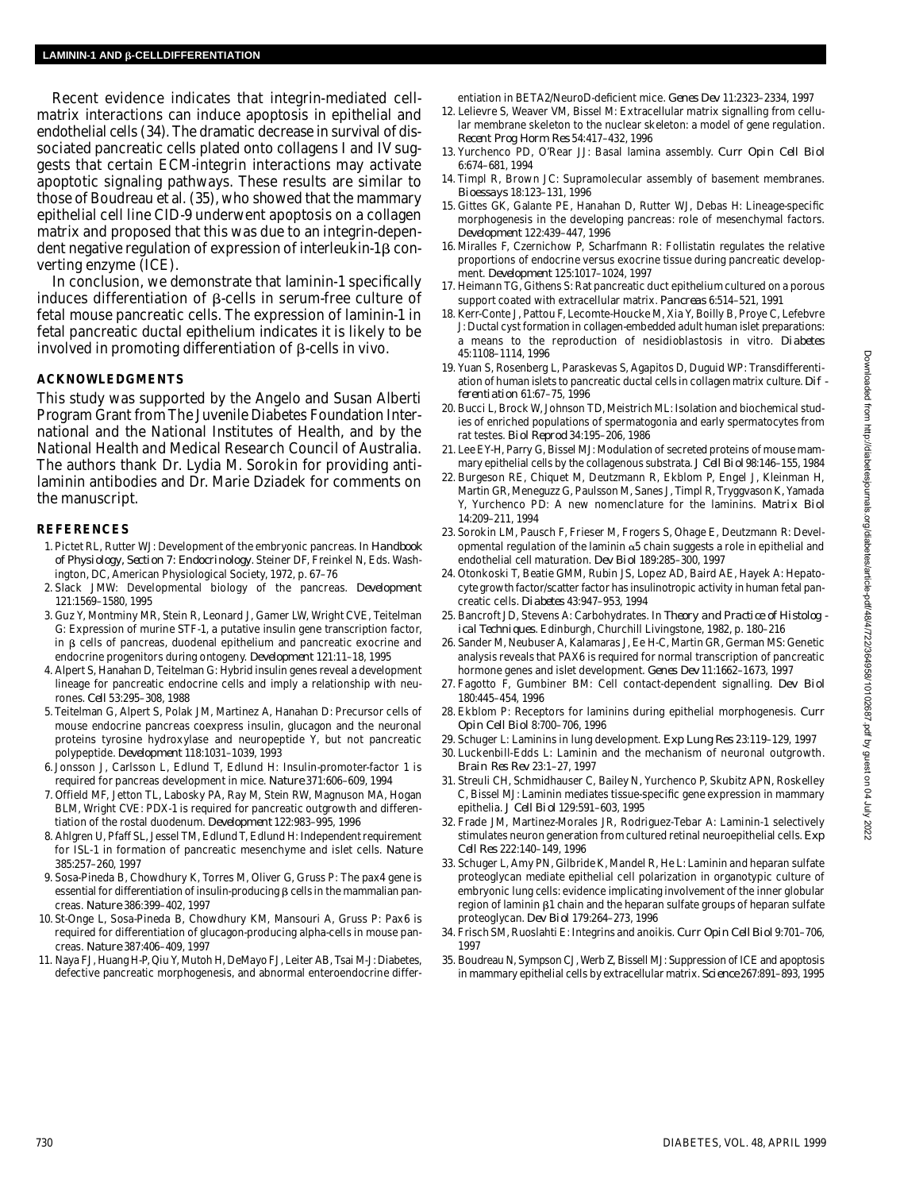Recent evidence indicates that integrin-mediated cell-matrix interactions can induce apoptosis in epithelial and endothelial cells (34). The dramatic decrease in survival of dissociated pancreatic cells plated onto collagens I and IV suggests that certain ECM-integrin interactions may activate apoptotic signaling pathways. These results are similar to those of Boudreau et al. (35), who showed that the mammary epithelial cell line CID-9 underwent apoptosis on a collagen matrix and proposed that this was due to an integrin-dependent negative regulation of expression of interleukin-1β converting enzyme (ICE).

In conclusion, we demonstrate that laminin-1 specifically induces differentiation of β-cells in serum-free culture of fetal mouse pancreatic cells. The expression of laminin-1 in fetal pancreatic ductal epithelium indicates it is likely to be involved in promoting differentiation of β-cells in vivo.

## ACKNOWLEDGMENTS

This study was supported by the Angelo and Susan Alberti Program Grant from The Juvenile Diabetes Foundation International and the National Institutes of Health, and by the National Health and Medical Research Council of Australia. The authors thank Dr. Lydia M. Sorokin for providing anti-laminin antibodies and Dr. Marie Dziadek for comments on the manuscript.

## REFERENCES

1. Pictet RL, Rutter WJ: Development of the embryonic pancreas. In *Handbook of Physiology, Section 7: Endocrinology*. Steiner DF, Freinkel N, Eds. Washington, DC, American Physiological Society, 1972, p. 67–76
2. Slack JMW: Developmental biology of the pancreas. *Development* 121:1569–1580, 1995
3. Guz Y, Montminy MR, Stein R, Leonard J, Gamer LW, Wright CVE, Teitelman G: Expression of murine STF-1, a putative insulin gene transcription factor, in β cells of pancreas, duodenal epithelium and pancreatic exocrine and endocrine progenitors during ontogeny. *Development* 121:11–18, 1995
4. Alpert S, Hanahan D, Teitelman G: Hybrid insulin genes reveal a development lineage for pancreatic endocrine cells and imply a relationship with neurones. *Cell* 53:295–308, 1988
5. Teitelman G, Alpert S, Polak JM, Martinez A, Hanahan D: Precursor cells of mouse endocrine pancreas coexpress insulin, glucagon and the neuronal proteins tyrosine hydroxylase and neuropeptide Y, but not pancreatic polypeptide. *Development* 118:1031–1039, 1993
6. Jonsson J, Carlsson L, Edlund T, Edlund H: Insulin-promoter-factor 1 is required for pancreas development in mice. *Nature* 371:606–609, 1994
7. Offield MF, Jetton TL, Labosky PA, Ray M, Stein RW, Magnuson MA, Hogan BLM, Wright CVE: PDX-1 is required for pancreatic outgrowth and differentiation of the rostal duodenum. *Development* 122:983–995, 1996
8. Ahlgren U, Pfaff SL, Jessel TM, Edlund T, Edlund H: Independent requirement for ISL-1 in formation of pancreatic mesenchyme and islet cells. *Nature* 385:257–260, 1997
9. Sosa-Pineda B, Chowdhury K, Torres M, Oliver G, Gruss P: The pax4 gene is essential for differentiation of insulin-producing β cells in the mammalian pancreas. *Nature* 386:399–402, 1997
10. St-Onge L, Sosa-Pineda B, Chowdhury KM, Mansouri A, Gruss P: Pax6 is required for differentiation of glucagon-producing alpha-cells in mouse pancreas. *Nature* 387:406–409, 1997
11. Naya FJ, Huang H-P, Qiu Y, Mutoh H, DeMayo FJ, Leiter AB, Tsai M-J: Diabetes, defective pancreatic morphogenesis, and abnormal enteroendocrine differentiation in BETA2/NeuroD-deficient mice. *Genes Dev* 11:2323–2334, 1997
12. Lelievre S, Weaver VM, Bissel M: Extracellular matrix signalling from cellular membrane skeleton to the nuclear skeleton: a model of gene regulation. *Recent Prog Horm Res* 54:417–432, 1996
13. Yurchenco PD, O'Rear JJ: Basal lamina assembly. *Curr Opin Cell Biol* 6:674–681, 1994
14. Timpl R, Brown JC: Supramolecular assembly of basement membranes. *Bioessays* 18:123–131, 1996
15. Gittes GK, Galante PE, Hanahan D, Rutter WJ, Debas H: Lineage-specific morphogenesis in the developing pancreas: role of mesenchymal factors. *Development* 122:439–447, 1996
16. Miralles F, Czernichow P, Scharfmann R: Follistatin regulates the relative proportions of endocrine versus exocrine tissue during pancreatic development. *Development* 125:1017–1024, 1997
17. Heimann TG, Githens S: Rat pancreatic duct epithelium cultured on a porous support coated with extracellular matrix. *Pancreas* 6:514–521, 1991
18. Kerr-Conte J, Pattou F, Lecomte-Houcke M, Xia Y, Boilly B, Proye C, Lefebvre J: Ductal cyst formation in collagen-embedded adult human islet preparations: a means to the reproduction of nesidioblastosis in vitro. *Diabetes* 45:1108–1114, 1996
19. Yuan S, Rosenberg L, Paraskevas S, Agapitos D, Duguid WP: Transdifferentiation of human islets to pancreatic ductal cells in collagen matrix culture. *Differentiation* 61:67–75, 1996
20. Bucci L, Brock W, Johnson TD, Meistrich ML: Isolation and biochemical studies of enriched populations of spermatogonia and early spermatocytes from rat testes. *Biol Reprod* 34:195–206, 1986
21. Lee EY-H, Parry G, Bissel MJ: Modulation of secreted proteins of mouse mammary epithelial cells by the collagenous substrata. *J Cell Biol* 98:146–155, 1984
22. Burgeson RE, Chiquet M, Deutzmann R, Ekblom P, Engel J, Kleinman H, Martin GR, Meneguzz G, Paulsson M, Sanes J, Timpl R, Tryggvason K, Yamada Y, Yurchenco PD: A new nomenclature for the laminins. *Matrix Biol* 14:209–211, 1994
23. Sorokin LM, Pausch F, Frieser M, Frogers S, Ohage E, Deutzmann R: Developmental regulation of the laminin α5 chain suggests a role in epithelial and endothelial cell maturation. *Dev Biol* 189:285–300, 1997
24. Otonkoski T, Beatie GMM, Rubin JS, Lopez AD, Baird AE, Hayek A: Hepatocyte growth factor/scatter factor has insulinotropic activity in human fetal pancreatic cells. *Diabetes* 43:947–953, 1994
25. Bancroft JD, Stevens A: Carbohydrates. In *Theory and Practice of Histological Techniques*. Edinburgh, Churchill Livingstone, 1982, p. 180–216
26. Sander M, Neubuser A, Kalamaras J, Ee H-C, Martin GR, German MS: Genetic analysis reveals that PAX6 is required for normal transcription of pancreatic hormone genes and islet development. *Genes Dev* 11:1662–1673, 1997
27. Fagotto F, Gumbiner BM: Cell contact-dependent signalling. *Dev Biol* 180:445–454, 1996
28. Ekblom P: Receptors for laminins during epithelial morphogenesis. *Curr Opin Cell Biol* 8:700–706, 1996
29. Schuger L: Laminins in lung development. *Exp Lung Res* 23:119–129, 1997
30. Luckenbill-Edds L: Laminin and the mechanism of neuronal outgrowth. *Brain Res Rev* 23:1–27, 1997
31. Streuli CH, Schmidhauser C, Bailey N, Yurchenco P, Skubitz APN, Roskelley C, Bissel MJ: Laminin mediates tissue-specific gene expression in mammary epithelia. *J Cell Biol* 129:591–603, 1995
32. Frade JM, Martinez-Morales JR, Rodriguez-Tebar A: Laminin-1 selectively stimulates neuron generation from cultured retinal neuroepithelial cells. *Exp Cell Res* 222:140–149, 1996
33. Schuger L, Amy PN, Gilbride K, Mandel R, He L: Laminin and heparan sulfate proteoglycan mediate epithelial cell polarization in organotypic culture of embryonic lung cells: evidence implicating involvement of the inner globular region of laminin β1 chain and the heparan sulfate groups of heparan sulfate proteoglycan. *Dev Biol* 179:264–273, 1996
34. Frisch SM, Ruoslahti E: Integrins and anoikis. *Curr Opin Cell Biol* 9:701–706, 1997
35. Boudreau N, Sympson CJ, Werb Z, Bissell MJ: Suppression of ICE and apoptosis in mammary epithelial cells by extracellular matrix. *Science* 267:891–893, 1995